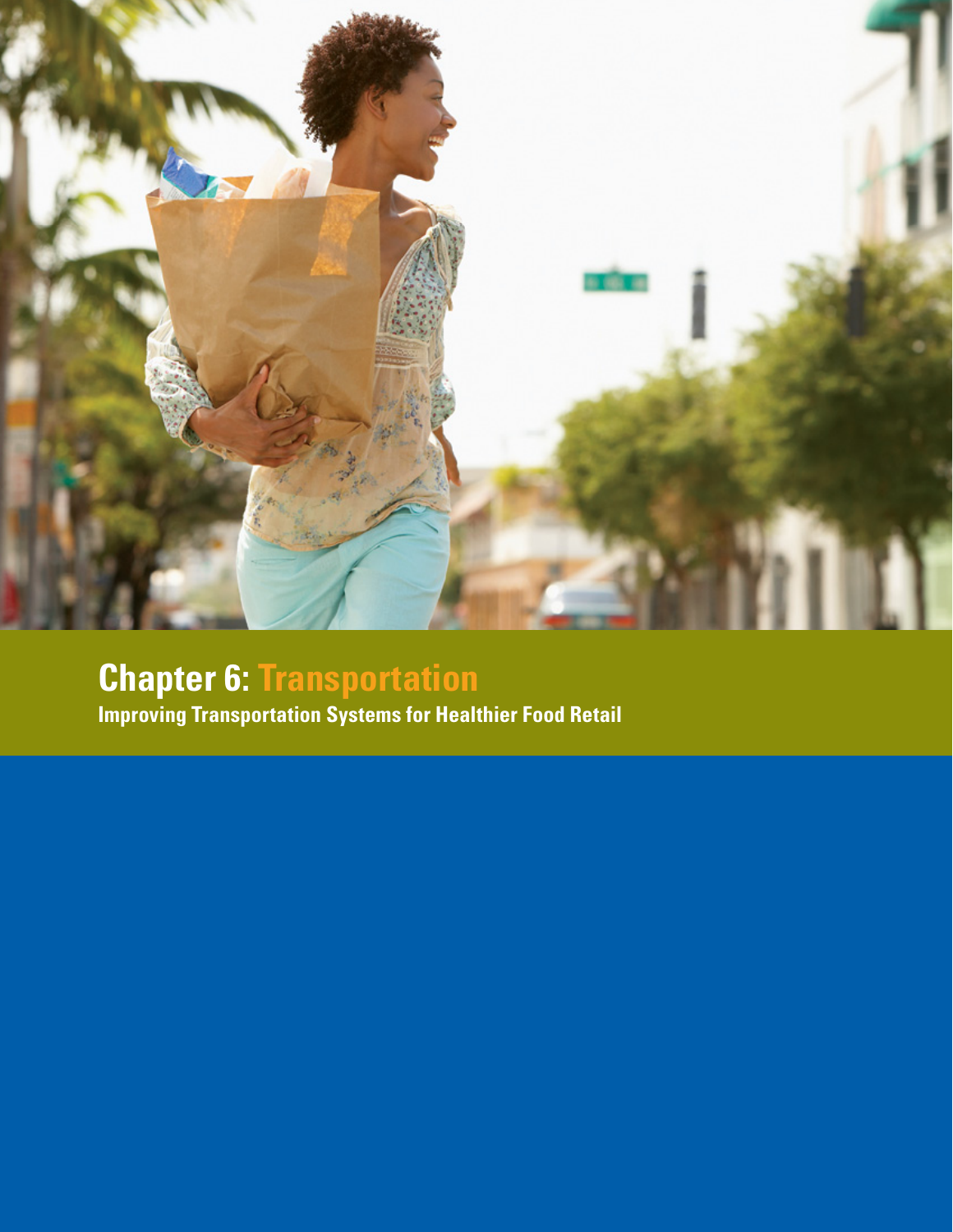# Chapter 6: Transportation

**Improving Transportation Systems for Healthier Food Retail**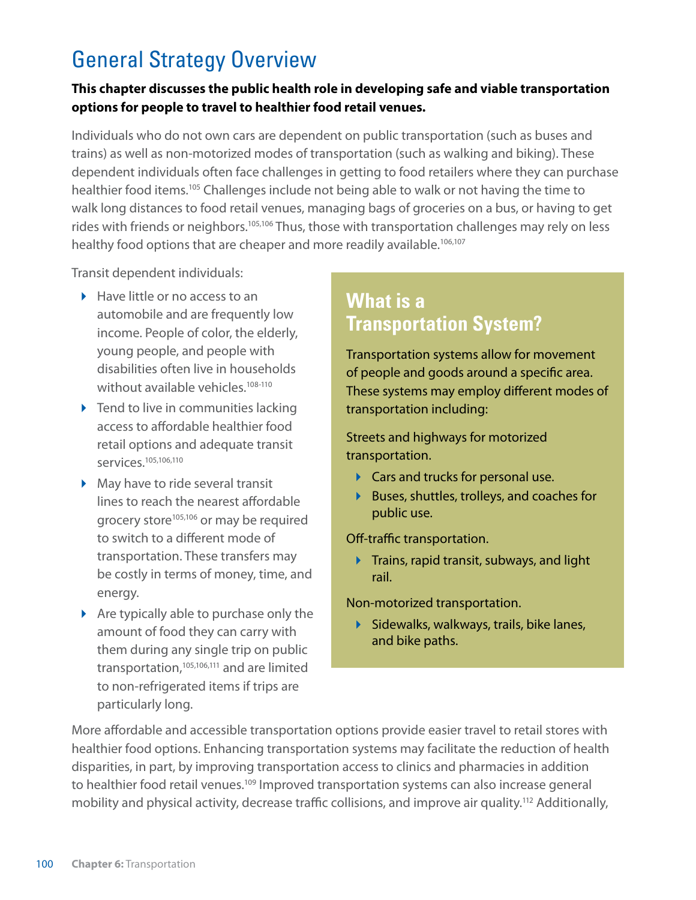# General Strategy Overview

**This chapter discusses the public health role in developing safe and viable transportation options for people to travel to healthier food retail venues.**

Individuals who do not own cars are dependent on public transportation (such as buses and trains) as well as non-motorized modes of transportation (such as walking and biking). These dependent individuals often face challenges in getting to food retailers where they can purchase healthier food items.[105] Challenges include not being able to walk or not having the time to walk long distances to food retail venues, managing bags of groceries on a bus, or having to get rides with friends or neighbors.[105,106] Thus, those with transportation challenges may rely on less healthy food options that are cheaper and more readily available.[106,107]

Transit dependent individuals:

- Have little or no access to an automobile and are frequently low income. People of color, the elderly, young people, and people with disabilities often live in households without available vehicles.[108-110]
- Tend to live in communities lacking access to affordable healthier food retail options and adequate transit services.[105,106,110]
- May have to ride several transit lines to reach the nearest affordable grocery store[105,106] or may be required to switch to a different mode of transportation. These transfers may be costly in terms of money, time, and energy.
- Are typically able to purchase only the amount of food they can carry with them during any single trip on public transportation,[105,106,111] and are limited to non-refrigerated items if trips are particularly long.

## What is a Transportation System?

Transportation systems allow for movement of people and goods around a specific area. These systems may employ different modes of transportation including:

Streets and highways for motorized transportation.

- Cars and trucks for personal use.
- Buses, shuttles, trolleys, and coaches for public use.

Off-traffic transportation.

- Trains, rapid transit, subways, and light rail.

Non-motorized transportation.

- Sidewalks, walkways, trails, bike lanes, and bike paths.

More affordable and accessible transportation options provide easier travel to retail stores with healthier food options. Enhancing transportation systems may facilitate the reduction of health disparities, in part, by improving transportation access to clinics and pharmacies in addition to healthier food retail venues.[109] Improved transportation systems can also increase general mobility and physical activity, decrease traffic collisions, and improve air quality.[112] Additionally,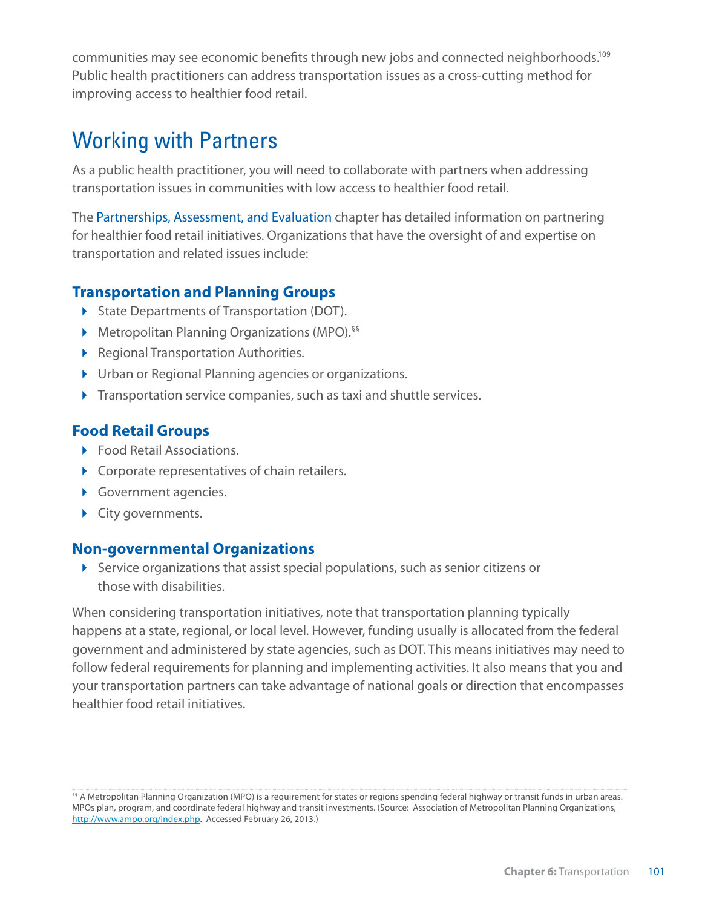communities may see economic benefits through new jobs and connected neighborhoods.[109] Public health practitioners can address transportation issues as a cross-cutting method for improving access to healthier food retail.

## Working with Partners

As a public health practitioner, you will need to collaborate with partners when addressing transportation issues in communities with low access to healthier food retail.

The Partnerships, Assessment, and Evaluation chapter has detailed information on partnering for healthier food retail initiatives. Organizations that have the oversight of and expertise on transportation and related issues include:

### Transportation and Planning Groups

- State Departments of Transportation (DOT).
- Metropolitan Planning Organizations (MPO).[§§]
- Regional Transportation Authorities.
- Urban or Regional Planning agencies or organizations.
- Transportation service companies, such as taxi and shuttle services.

### Food Retail Groups

- Food Retail Associations.
- Corporate representatives of chain retailers.
- Government agencies.
- City governments.

### Non-governmental Organizations

- Service organizations that assist special populations, such as senior citizens or those with disabilities.

When considering transportation initiatives, note that transportation planning typically happens at a state, regional, or local level. However, funding usually is allocated from the federal government and administered by state agencies, such as DOT. This means initiatives may need to follow federal requirements for planning and implementing activities. It also means that you and your transportation partners can take advantage of national goals or direction that encompasses healthier food retail initiatives.

[§§] A Metropolitan Planning Organization (MPO) is a requirement for states or regions spending federal highway or transit funds in urban areas. MPOs plan, program, and coordinate federal highway and transit investments. (Source: Association of Metropolitan Planning Organizations, http://www.ampo.org/index.php. Accessed February 26, 2013.)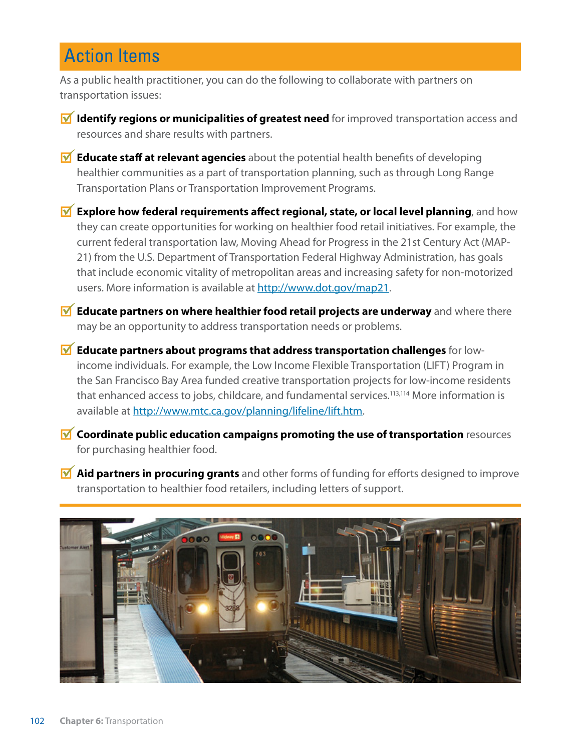## Action Items

As a public health practitioner, you can do the following to collaborate with partners on transportation issues:

- **Identify regions or municipalities of greatest need** for improved transportation access and resources and share results with partners.
- **Educate staff at relevant agencies** about the potential health benefits of developing healthier communities as a part of transportation planning, such as through Long Range Transportation Plans or Transportation Improvement Programs.
- **Explore how federal requirements affect regional, state, or local level planning**, and how they can create opportunities for working on healthier food retail initiatives. For example, the current federal transportation law, Moving Ahead for Progress in the 21st Century Act (MAP-21) from the U.S. Department of Transportation Federal Highway Administration, has goals that include economic vitality of metropolitan areas and increasing safety for non-motorized users. More information is available at http://www.dot.gov/map21.
- **Educate partners on where healthier food retail projects are underway** and where there may be an opportunity to address transportation needs or problems.
- **Educate partners about programs that address transportation challenges** for low-income individuals. For example, the Low Income Flexible Transportation (LIFT) Program in the San Francisco Bay Area funded creative transportation projects for low-income residents that enhanced access to jobs, childcare, and fundamental services.[113,114] More information is available at http://www.mtc.ca.gov/planning/lifeline/lift.htm.
- **Coordinate public education campaigns promoting the use of transportation** resources for purchasing healthier food.
- **Aid partners in procuring grants** and other forms of funding for efforts designed to improve transportation to healthier food retailers, including letters of support.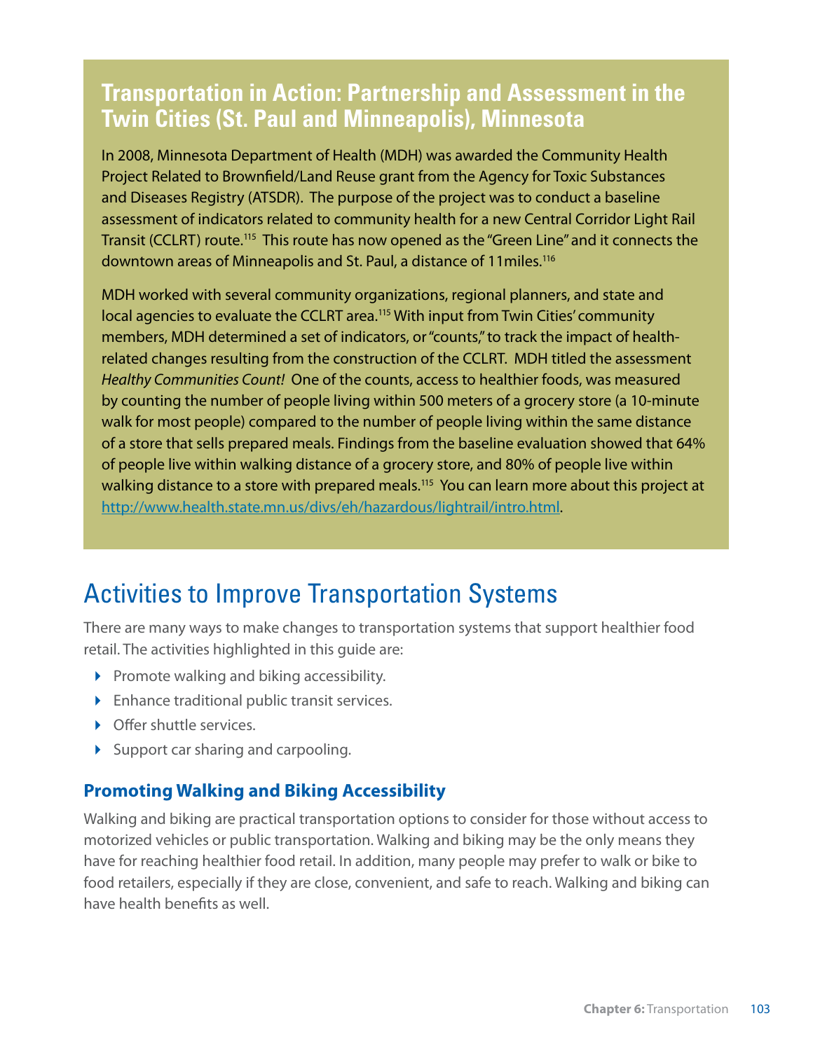## Transportation in Action: Partnership and Assessment in the Twin Cities (St. Paul and Minneapolis), Minnesota

In 2008, Minnesota Department of Health (MDH) was awarded the Community Health Project Related to Brownfield/Land Reuse grant from the Agency for Toxic Substances and Diseases Registry (ATSDR). The purpose of the project was to conduct a baseline assessment of indicators related to community health for a new Central Corridor Light Rail Transit (CCLRT) route.[115] This route has now opened as the "Green Line" and it connects the downtown areas of Minneapolis and St. Paul, a distance of 11miles.[116]

MDH worked with several community organizations, regional planners, and state and local agencies to evaluate the CCLRT area.[115] With input from Twin Cities' community members, MDH determined a set of indicators, or "counts," to track the impact of health-related changes resulting from the construction of the CCLRT. MDH titled the assessment *Healthy Communities Count!* One of the counts, access to healthier foods, was measured by counting the number of people living within 500 meters of a grocery store (a 10-minute walk for most people) compared to the number of people living within the same distance of a store that sells prepared meals. Findings from the baseline evaluation showed that 64% of people live within walking distance of a grocery store, and 80% of people live within walking distance to a store with prepared meals.[115] You can learn more about this project at http://www.health.state.mn.us/divs/eh/hazardous/lightrail/intro.html.

# Activities to Improve Transportation Systems

There are many ways to make changes to transportation systems that support healthier food retail. The activities highlighted in this guide are:

- Promote walking and biking accessibility.
- Enhance traditional public transit services.
- Offer shuttle services.
- Support car sharing and carpooling.

### Promoting Walking and Biking Accessibility

Walking and biking are practical transportation options to consider for those without access to motorized vehicles or public transportation. Walking and biking may be the only means they have for reaching healthier food retail. In addition, many people may prefer to walk or bike to food retailers, especially if they are close, convenient, and safe to reach. Walking and biking can have health benefits as well.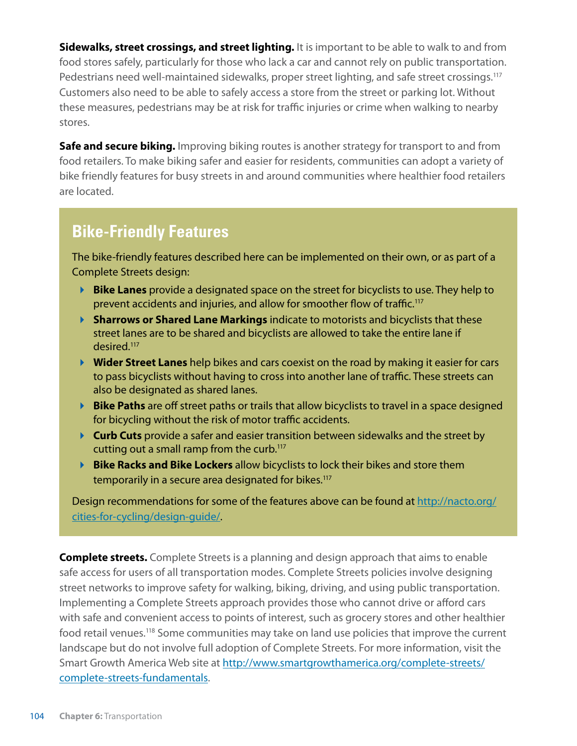**Sidewalks, street crossings, and street lighting.** It is important to be able to walk to and from food stores safely, particularly for those who lack a car and cannot rely on public transportation. Pedestrians need well-maintained sidewalks, proper street lighting, and safe street crossings.[117] Customers also need to be able to safely access a store from the street or parking lot. Without these measures, pedestrians may be at risk for traffic injuries or crime when walking to nearby stores.

**Safe and secure biking.** Improving biking routes is another strategy for transport to and from food retailers. To make biking safer and easier for residents, communities can adopt a variety of bike friendly features for busy streets in and around communities where healthier food retailers are located.

## Bike-Friendly Features

The bike-friendly features described here can be implemented on their own, or as part of a Complete Streets design:

- **Bike Lanes** provide a designated space on the street for bicyclists to use. They help to prevent accidents and injuries, and allow for smoother flow of traffic.[117]
- **Sharrows or Shared Lane Markings** indicate to motorists and bicyclists that these street lanes are to be shared and bicyclists are allowed to take the entire lane if desired.[117]
- **Wider Street Lanes** help bikes and cars coexist on the road by making it easier for cars to pass bicyclists without having to cross into another lane of traffic. These streets can also be designated as shared lanes.
- **Bike Paths** are off street paths or trails that allow bicyclists to travel in a space designed for bicycling without the risk of motor traffic accidents.
- **Curb Cuts** provide a safer and easier transition between sidewalks and the street by cutting out a small ramp from the curb.[117]
- **Bike Racks and Bike Lockers** allow bicyclists to lock their bikes and store them temporarily in a secure area designated for bikes.[117]

Design recommendations for some of the features above can be found at http://nacto.org/cities-for-cycling/design-guide/.

**Complete streets.** Complete Streets is a planning and design approach that aims to enable safe access for users of all transportation modes. Complete Streets policies involve designing street networks to improve safety for walking, biking, driving, and using public transportation. Implementing a Complete Streets approach provides those who cannot drive or afford cars with safe and convenient access to points of interest, such as grocery stores and other healthier food retail venues.[118] Some communities may take on land use policies that improve the current landscape but do not involve full adoption of Complete Streets. For more information, visit the Smart Growth America Web site at http://www.smartgrowthamerica.org/complete-streets/complete-streets-fundamentals.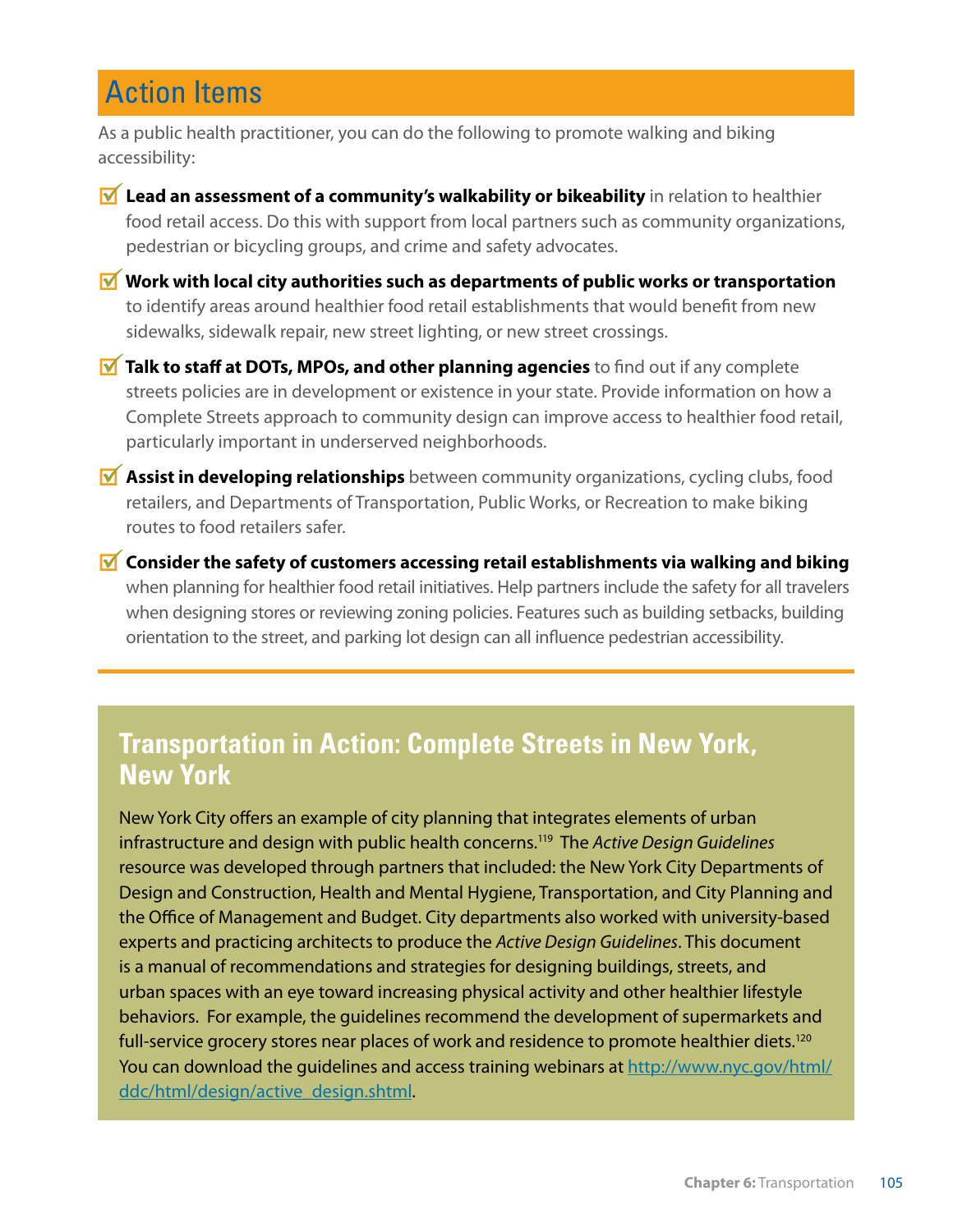## Action Items

As a public health practitioner, you can do the following to promote walking and biking accessibility:

- **Lead an assessment of a community's walkability or bikeability** in relation to healthier food retail access. Do this with support from local partners such as community organizations, pedestrian or bicycling groups, and crime and safety advocates.
- **Work with local city authorities such as departments of public works or transportation** to identify areas around healthier food retail establishments that would benefit from new sidewalks, sidewalk repair, new street lighting, or new street crossings.
- **Talk to staff at DOTs, MPOs, and other planning agencies** to find out if any complete streets policies are in development or existence in your state. Provide information on how a Complete Streets approach to community design can improve access to healthier food retail, particularly important in underserved neighborhoods.
- **Assist in developing relationships** between community organizations, cycling clubs, food retailers, and Departments of Transportation, Public Works, or Recreation to make biking routes to food retailers safer.
- **Consider the safety of customers accessing retail establishments via walking and biking** when planning for healthier food retail initiatives. Help partners include the safety for all travelers when designing stores or reviewing zoning policies. Features such as building setbacks, building orientation to the street, and parking lot design can all influence pedestrian accessibility.

### Transportation in Action: Complete Streets in New York, New York

New York City offers an example of city planning that integrates elements of urban infrastructure and design with public health concerns.[119] The *Active Design Guidelines* resource was developed through partners that included: the New York City Departments of Design and Construction, Health and Mental Hygiene, Transportation, and City Planning and the Office of Management and Budget. City departments also worked with university-based experts and practicing architects to produce the *Active Design Guidelines*. This document is a manual of recommendations and strategies for designing buildings, streets, and urban spaces with an eye toward increasing physical activity and other healthier lifestyle behaviors. For example, the guidelines recommend the development of supermarkets and full-service grocery stores near places of work and residence to promote healthier diets.[120] You can download the guidelines and access training webinars at http://www.nyc.gov/html/ddc/html/design/active_design.shtml.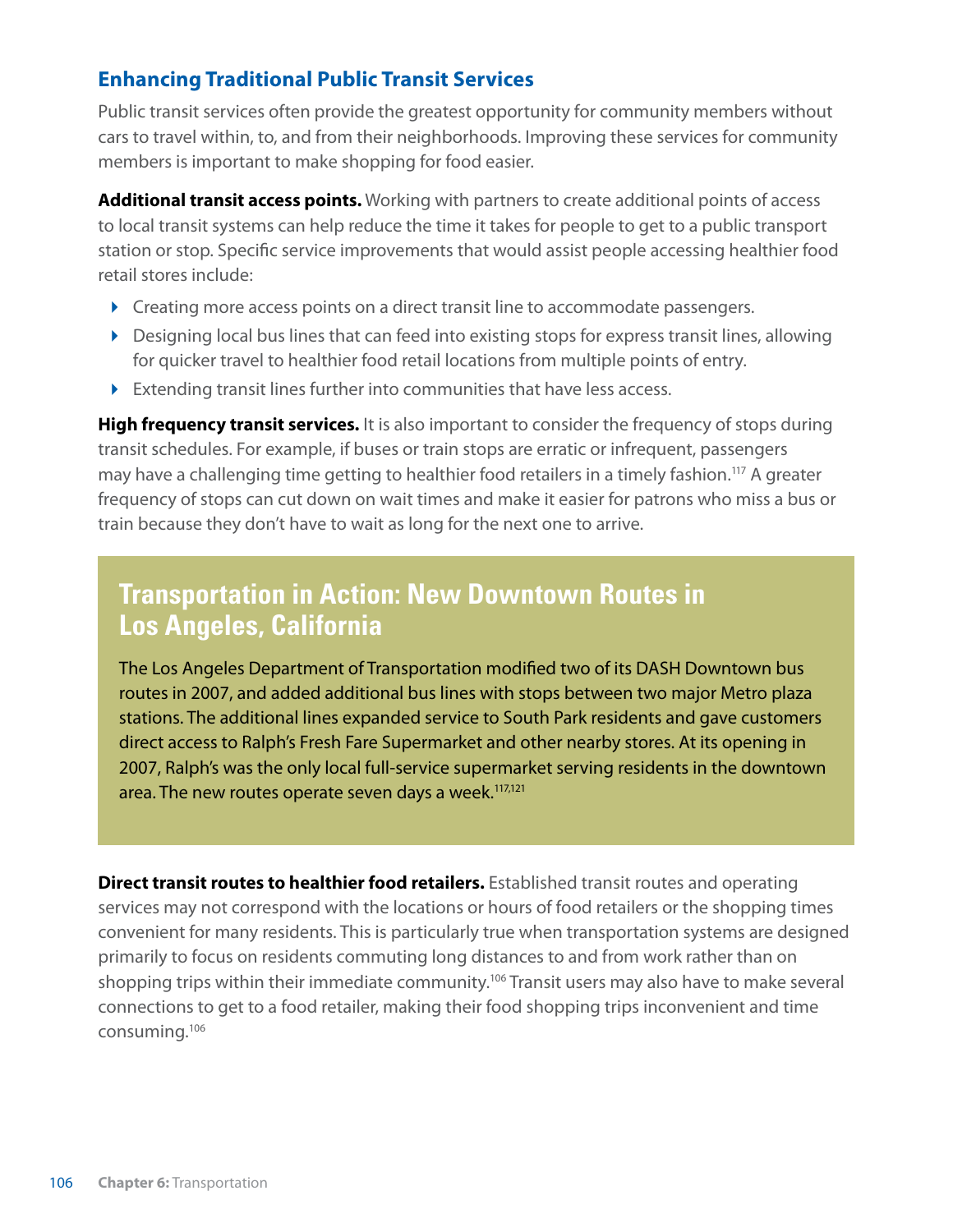## Enhancing Traditional Public Transit Services

Public transit services often provide the greatest opportunity for community members without cars to travel within, to, and from their neighborhoods. Improving these services for community members is important to make shopping for food easier.

**Additional transit access points.** Working with partners to create additional points of access to local transit systems can help reduce the time it takes for people to get to a public transport station or stop. Specific service improvements that would assist people accessing healthier food retail stores include:

- Creating more access points on a direct transit line to accommodate passengers.
- Designing local bus lines that can feed into existing stops for express transit lines, allowing for quicker travel to healthier food retail locations from multiple points of entry.
- Extending transit lines further into communities that have less access.

**High frequency transit services.** It is also important to consider the frequency of stops during transit schedules. For example, if buses or train stops are erratic or infrequent, passengers may have a challenging time getting to healthier food retailers in a timely fashion.[117] A greater frequency of stops can cut down on wait times and make it easier for patrons who miss a bus or train because they don't have to wait as long for the next one to arrive.

### Transportation in Action: New Downtown Routes in Los Angeles, California

The Los Angeles Department of Transportation modified two of its DASH Downtown bus routes in 2007, and added additional bus lines with stops between two major Metro plaza stations. The additional lines expanded service to South Park residents and gave customers direct access to Ralph's Fresh Fare Supermarket and other nearby stores. At its opening in 2007, Ralph's was the only local full-service supermarket serving residents in the downtown area. The new routes operate seven days a week.[117,121]

**Direct transit routes to healthier food retailers.** Established transit routes and operating services may not correspond with the locations or hours of food retailers or the shopping times convenient for many residents. This is particularly true when transportation systems are designed primarily to focus on residents commuting long distances to and from work rather than on shopping trips within their immediate community.[106] Transit users may also have to make several connections to get to a food retailer, making their food shopping trips inconvenient and time consuming.[106]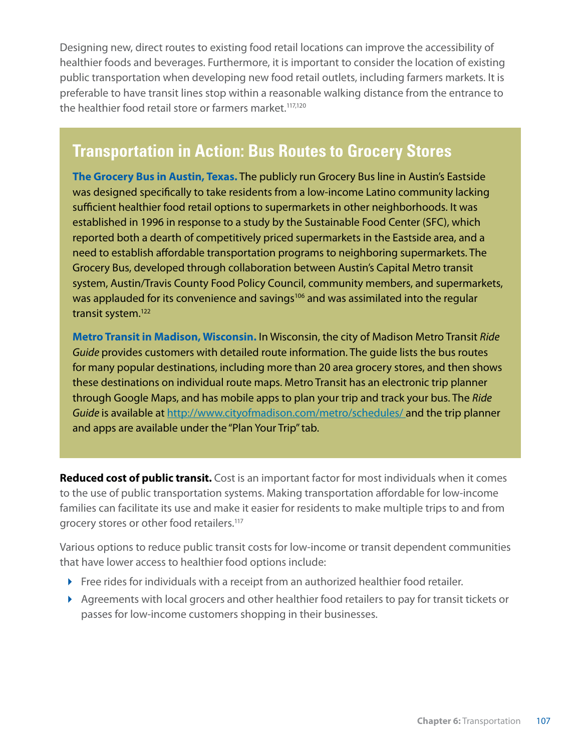Designing new, direct routes to existing food retail locations can improve the accessibility of healthier foods and beverages. Furthermore, it is important to consider the location of existing public transportation when developing new food retail outlets, including farmers markets. It is preferable to have transit lines stop within a reasonable walking distance from the entrance to the healthier food retail store or farmers market.[117,120]

## Transportation in Action: Bus Routes to Grocery Stores

**The Grocery Bus in Austin, Texas.** The publicly run Grocery Bus line in Austin's Eastside was designed specifically to take residents from a low-income Latino community lacking sufficient healthier food retail options to supermarkets in other neighborhoods. It was established in 1996 in response to a study by the Sustainable Food Center (SFC), which reported both a dearth of competitively priced supermarkets in the Eastside area, and a need to establish affordable transportation programs to neighboring supermarkets. The Grocery Bus, developed through collaboration between Austin's Capital Metro transit system, Austin/Travis County Food Policy Council, community members, and supermarkets, was applauded for its convenience and savings[106] and was assimilated into the regular transit system.[122]

**Metro Transit in Madison, Wisconsin.** In Wisconsin, the city of Madison Metro Transit *Ride Guide* provides customers with detailed route information. The guide lists the bus routes for many popular destinations, including more than 20 area grocery stores, and then shows these destinations on individual route maps. Metro Transit has an electronic trip planner through Google Maps, and has mobile apps to plan your trip and track your bus. The *Ride Guide* is available at http://www.cityofmadison.com/metro/schedules/ and the trip planner and apps are available under the "Plan Your Trip" tab.

**Reduced cost of public transit.** Cost is an important factor for most individuals when it comes to the use of public transportation systems. Making transportation affordable for low-income families can facilitate its use and make it easier for residents to make multiple trips to and from grocery stores or other food retailers.[117]

Various options to reduce public transit costs for low-income or transit dependent communities that have lower access to healthier food options include:

- Free rides for individuals with a receipt from an authorized healthier food retailer.
- Agreements with local grocers and other healthier food retailers to pay for transit tickets or passes for low-income customers shopping in their businesses.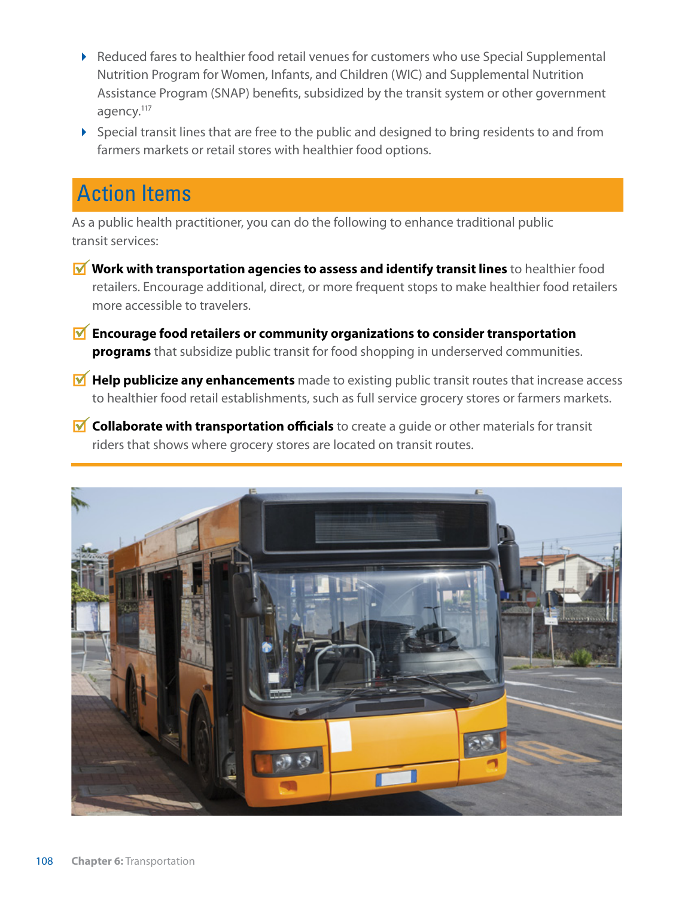- Reduced fares to healthier food retail venues for customers who use Special Supplemental Nutrition Program for Women, Infants, and Children (WIC) and Supplemental Nutrition Assistance Program (SNAP) benefits, subsidized by the transit system or other government agency.[117]
- Special transit lines that are free to the public and designed to bring residents to and from farmers markets or retail stores with healthier food options.

## Action Items

As a public health practitioner, you can do the following to enhance traditional public transit services:

- ☑ **Work with transportation agencies to assess and identify transit lines** to healthier food retailers. Encourage additional, direct, or more frequent stops to make healthier food retailers more accessible to travelers.
- ☑ **Encourage food retailers or community organizations to consider transportation programs** that subsidize public transit for food shopping in underserved communities.
- ☑ **Help publicize any enhancements** made to existing public transit routes that increase access to healthier food retail establishments, such as full service grocery stores or farmers markets.
- ☑ **Collaborate with transportation officials** to create a guide or other materials for transit riders that shows where grocery stores are located on transit routes.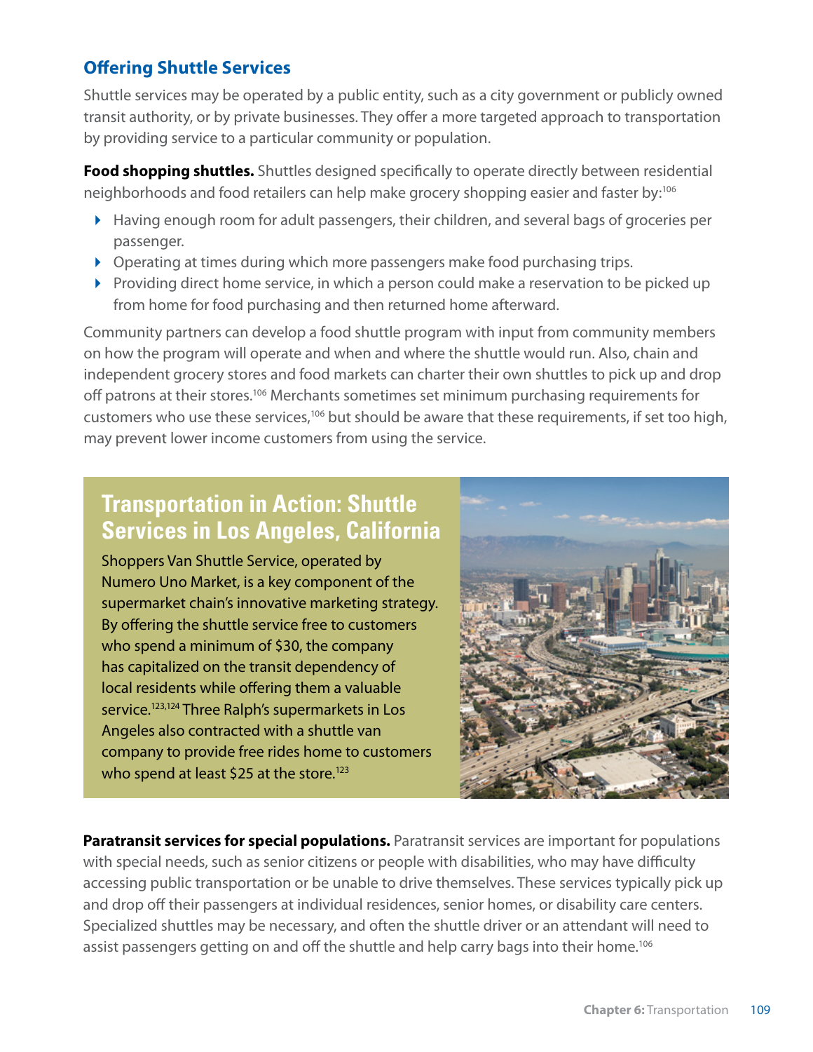## Offering Shuttle Services

Shuttle services may be operated by a public entity, such as a city government or publicly owned transit authority, or by private businesses. They offer a more targeted approach to transportation by providing service to a particular community or population.

**Food shopping shuttles.** Shuttles designed specifically to operate directly between residential neighborhoods and food retailers can help make grocery shopping easier and faster by:[106]

- Having enough room for adult passengers, their children, and several bags of groceries per passenger.
- Operating at times during which more passengers make food purchasing trips.
- Providing direct home service, in which a person could make a reservation to be picked up from home for food purchasing and then returned home afterward.

Community partners can develop a food shuttle program with input from community members on how the program will operate and when and where the shuttle would run. Also, chain and independent grocery stores and food markets can charter their own shuttles to pick up and drop off patrons at their stores.[106] Merchants sometimes set minimum purchasing requirements for customers who use these services,[106] but should be aware that these requirements, if set too high, may prevent lower income customers from using the service.

### Transportation in Action: Shuttle Services in Los Angeles, California

Shoppers Van Shuttle Service, operated by Numero Uno Market, is a key component of the supermarket chain's innovative marketing strategy. By offering the shuttle service free to customers who spend a minimum of $30, the company has capitalized on the transit dependency of local residents while offering them a valuable service.[123,124] Three Ralph's supermarkets in Los Angeles also contracted with a shuttle van company to provide free rides home to customers who spend at least $25 at the store.[123]

**Paratransit services for special populations.** Paratransit services are important for populations with special needs, such as senior citizens or people with disabilities, who may have difficulty accessing public transportation or be unable to drive themselves. These services typically pick up and drop off their passengers at individual residences, senior homes, or disability care centers. Specialized shuttles may be necessary, and often the shuttle driver or an attendant will need to assist passengers getting on and off the shuttle and help carry bags into their home.[106]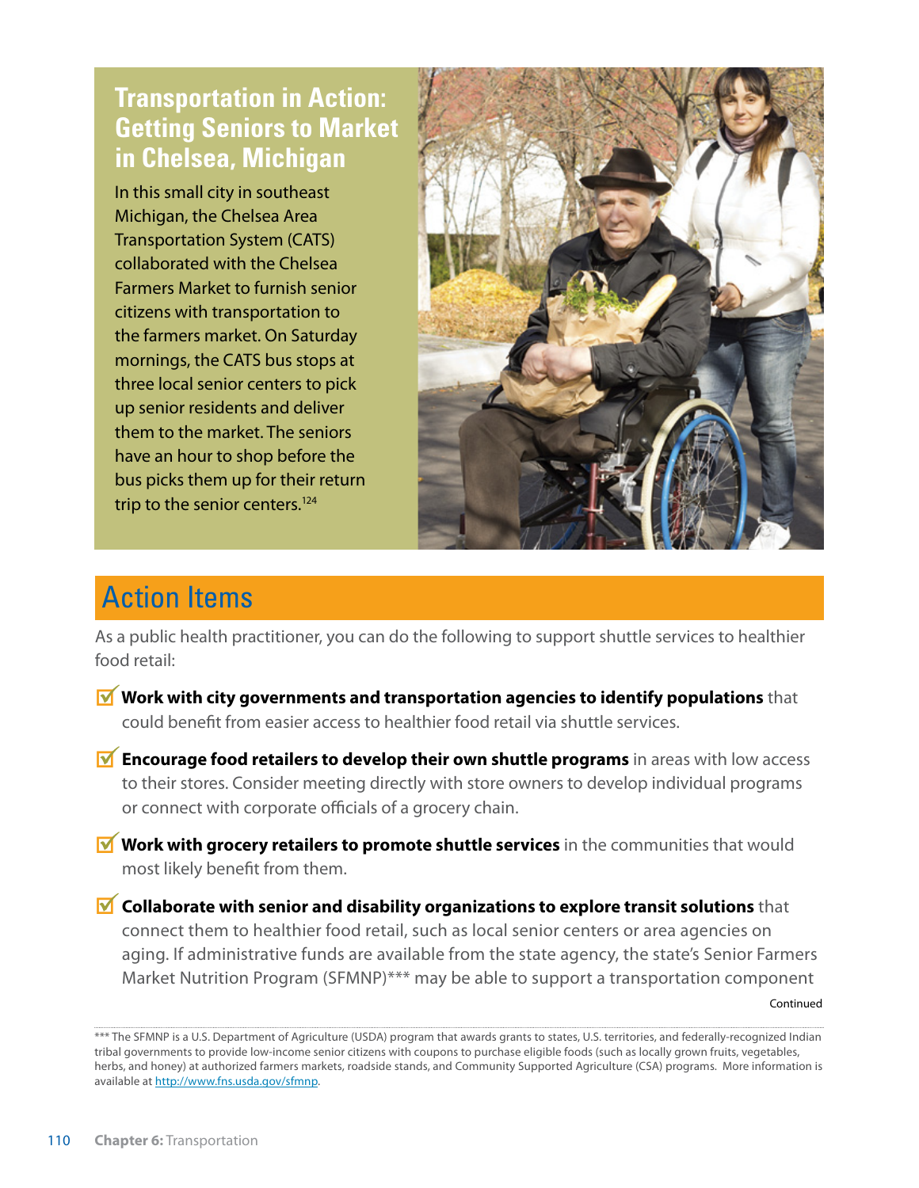## Transportation in Action: Getting Seniors to Market in Chelsea, Michigan

In this small city in southeast Michigan, the Chelsea Area Transportation System (CATS) collaborated with the Chelsea Farmers Market to furnish senior citizens with transportation to the farmers market. On Saturday mornings, the CATS bus stops at three local senior centers to pick up senior residents and deliver them to the market. The seniors have an hour to shop before the bus picks them up for their return trip to the senior centers.[124]

## Action Items

As a public health practitioner, you can do the following to support shuttle services to healthier food retail:

- **Work with city governments and transportation agencies to identify populations** that could benefit from easier access to healthier food retail via shuttle services.
- **Encourage food retailers to develop their own shuttle programs** in areas with low access to their stores. Consider meeting directly with store owners to develop individual programs or connect with corporate officials of a grocery chain.
- **Work with grocery retailers to promote shuttle services** in the communities that would most likely benefit from them.
- **Collaborate with senior and disability organizations to explore transit solutions** that connect them to healthier food retail, such as local senior centers or area agencies on aging. If administrative funds are available from the state agency, the state's Senior Farmers Market Nutrition Program (SFMNP)*** may be able to support a transportation component

Continued

*** The SFMNP is a U.S. Department of Agriculture (USDA) program that awards grants to states, U.S. territories, and federally-recognized Indian tribal governments to provide low-income senior citizens with coupons to purchase eligible foods (such as locally grown fruits, vegetables, herbs, and honey) at authorized farmers markets, roadside stands, and Community Supported Agriculture (CSA) programs. More information is available at http://www.fns.usda.gov/sfmnp.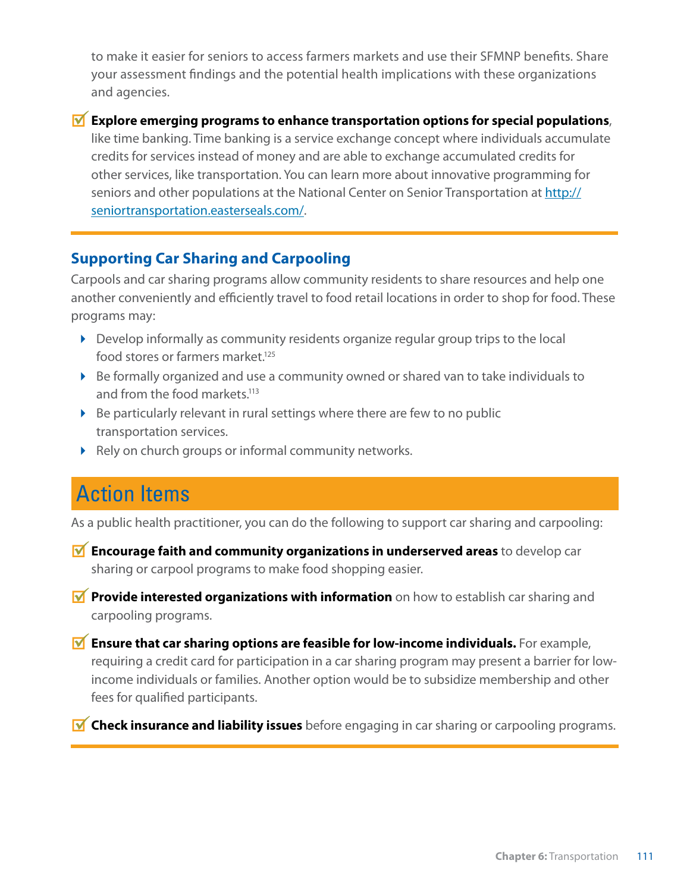to make it easier for seniors to access farmers markets and use their SFMNP benefits. Share your assessment findings and the potential health implications with these organizations and agencies.

- ☑ **Explore emerging programs to enhance transportation options for special populations**, like time banking. Time banking is a service exchange concept where individuals accumulate credits for services instead of money and are able to exchange accumulated credits for other services, like transportation. You can learn more about innovative programming for seniors and other populations at the National Center on Senior Transportation at [http://seniortransportation.easterseals.com/](http://seniortransportation.easterseals.com/).

## Supporting Car Sharing and Carpooling

Carpools and car sharing programs allow community residents to share resources and help one another conveniently and efficiently travel to food retail locations in order to shop for food. These programs may:

- Develop informally as community residents organize regular group trips to the local food stores or farmers market.[125]
- Be formally organized and use a community owned or shared van to take individuals to and from the food markets.[113]
- Be particularly relevant in rural settings where there are few to no public transportation services.
- Rely on church groups or informal community networks.

## Action Items

As a public health practitioner, you can do the following to support car sharing and carpooling:

- ☑ **Encourage faith and community organizations in underserved areas** to develop car sharing or carpool programs to make food shopping easier.
- ☑ **Provide interested organizations with information** on how to establish car sharing and carpooling programs.
- ☑ **Ensure that car sharing options are feasible for low-income individuals.** For example, requiring a credit card for participation in a car sharing program may present a barrier for low-income individuals or families. Another option would be to subsidize membership and other fees for qualified participants.
- ☑ **Check insurance and liability issues** before engaging in car sharing or carpooling programs.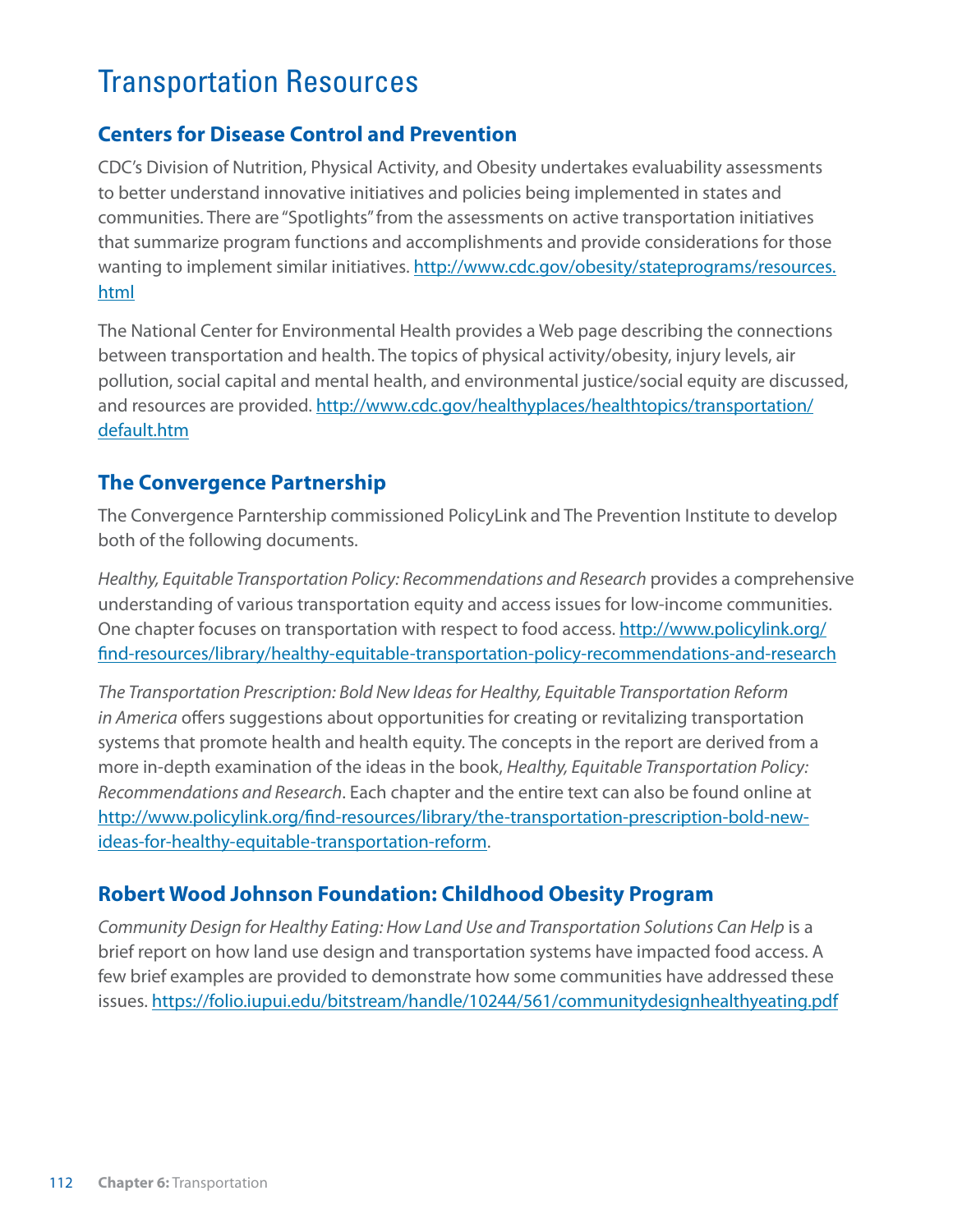# Transportation Resources

## Centers for Disease Control and Prevention

CDC's Division of Nutrition, Physical Activity, and Obesity undertakes evaluability assessments to better understand innovative initiatives and policies being implemented in states and communities. There are "Spotlights" from the assessments on active transportation initiatives that summarize program functions and accomplishments and provide considerations for those wanting to implement similar initiatives. http://www.cdc.gov/obesity/stateprograms/resources.html

The National Center for Environmental Health provides a Web page describing the connections between transportation and health. The topics of physical activity/obesity, injury levels, air pollution, social capital and mental health, and environmental justice/social equity are discussed, and resources are provided. http://www.cdc.gov/healthyplaces/healthtopics/transportation/default.htm

## The Convergence Partnership

The Convergence Parntership commissioned PolicyLink and The Prevention Institute to develop both of the following documents.

*Healthy, Equitable Transportation Policy: Recommendations and Research* provides a comprehensive understanding of various transportation equity and access issues for low-income communities. One chapter focuses on transportation with respect to food access. http://www.policylink.org/find-resources/library/healthy-equitable-transportation-policy-recommendations-and-research

*The Transportation Prescription: Bold New Ideas for Healthy, Equitable Transportation Reform in America* offers suggestions about opportunities for creating or revitalizing transportation systems that promote health and health equity. The concepts in the report are derived from a more in-depth examination of the ideas in the book, *Healthy, Equitable Transportation Policy: Recommendations and Research*. Each chapter and the entire text can also be found online at http://www.policylink.org/find-resources/library/the-transportation-prescription-bold-new-ideas-for-healthy-equitable-transportation-reform.

## Robert Wood Johnson Foundation: Childhood Obesity Program

*Community Design for Healthy Eating: How Land Use and Transportation Solutions Can Help* is a brief report on how land use design and transportation systems have impacted food access. A few brief examples are provided to demonstrate how some communities have addressed these issues. https://folio.iupui.edu/bitstream/handle/10244/561/communitydesignhealthyeating.pdf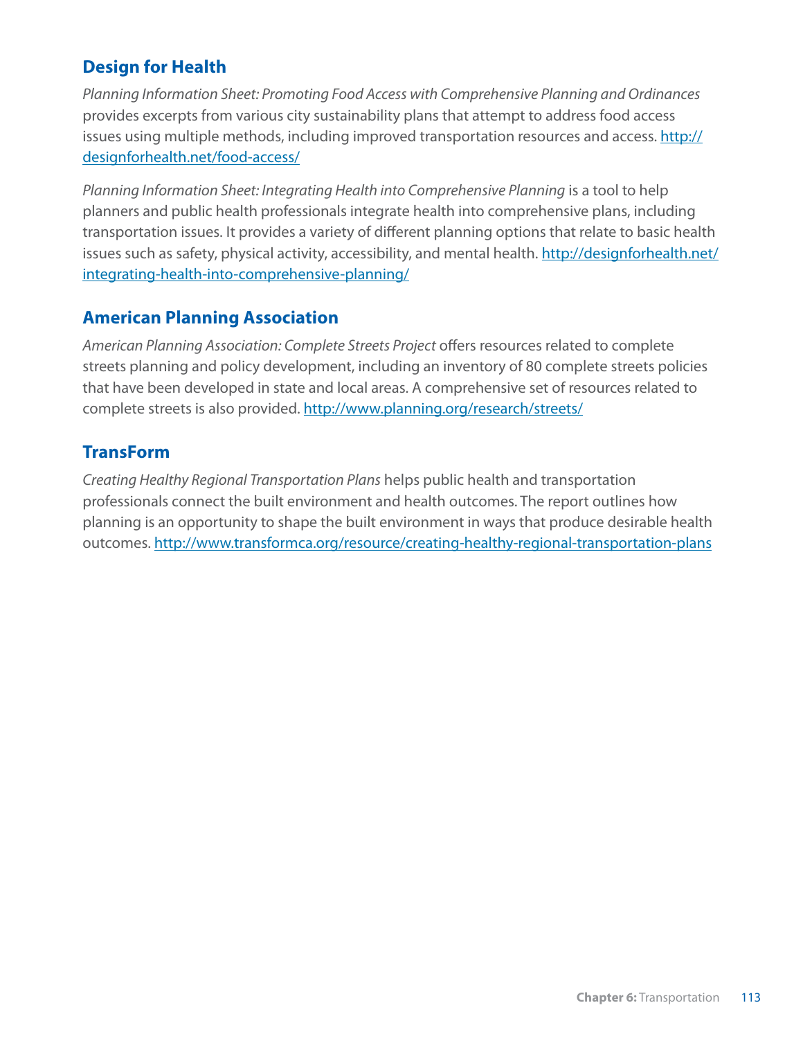### Design for Health

*Planning Information Sheet: Promoting Food Access with Comprehensive Planning and Ordinances* provides excerpts from various city sustainability plans that attempt to address food access issues using multiple methods, including improved transportation resources and access. http://designforhealth.net/food-access/

*Planning Information Sheet: Integrating Health into Comprehensive Planning* is a tool to help planners and public health professionals integrate health into comprehensive plans, including transportation issues. It provides a variety of different planning options that relate to basic health issues such as safety, physical activity, accessibility, and mental health. http://designforhealth.net/integrating-health-into-comprehensive-planning/

### American Planning Association

*American Planning Association: Complete Streets Project* offers resources related to complete streets planning and policy development, including an inventory of 80 complete streets policies that have been developed in state and local areas. A comprehensive set of resources related to complete streets is also provided. http://www.planning.org/research/streets/

### TransForm

*Creating Healthy Regional Transportation Plans* helps public health and transportation professionals connect the built environment and health outcomes. The report outlines how planning is an opportunity to shape the built environment in ways that produce desirable health outcomes. http://www.transformca.org/resource/creating-healthy-regional-transportation-plans